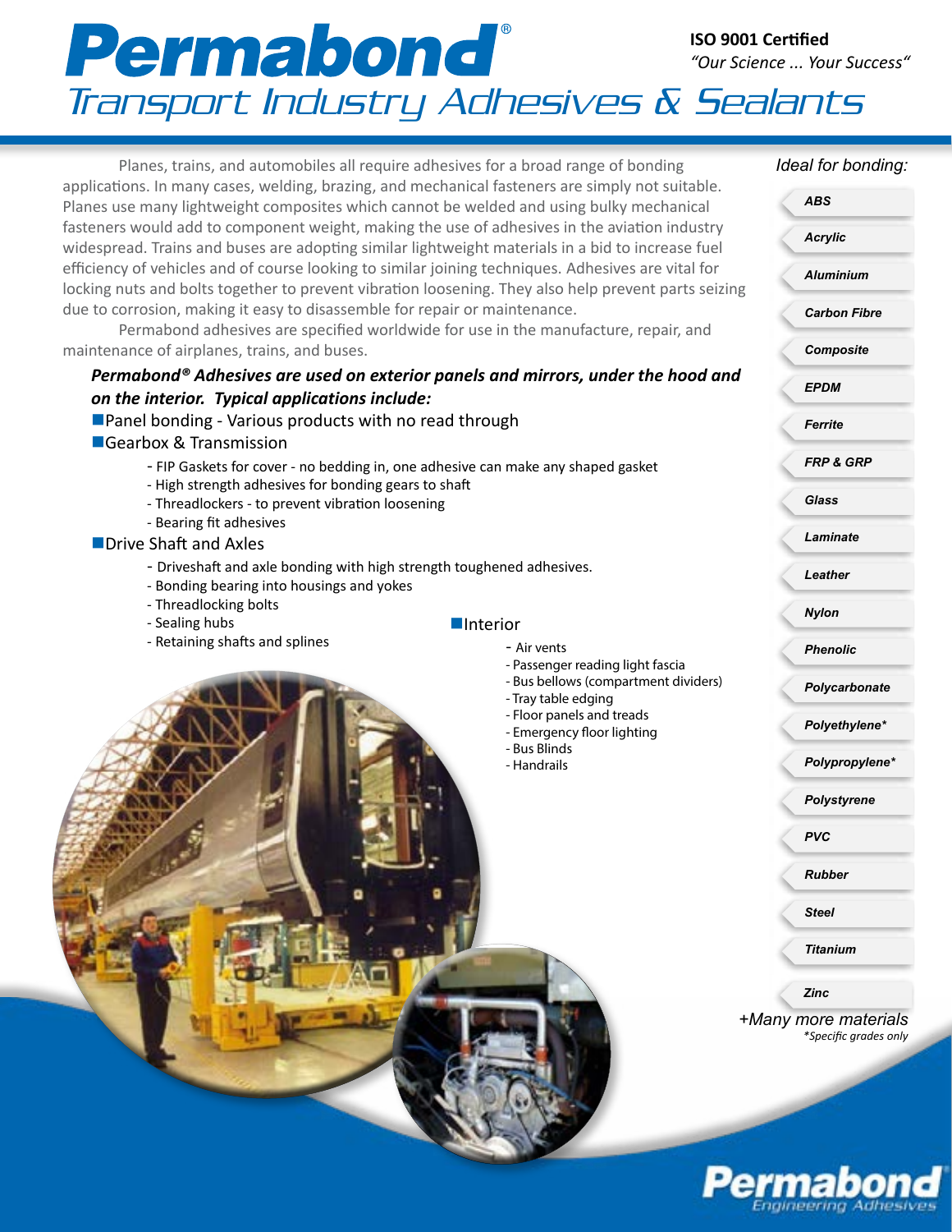# Permabond®

## Transport Industry Adhesives & Sealants

**ISO 9001 Certified**
*"Our Science ... Your Success"*

Planes, trains, and automobiles all require adhesives for a broad range of bonding applications. In many cases, welding, brazing, and mechanical fasteners are simply not suitable. Planes use many lightweight composites which cannot be welded and using bulky mechanical fasteners would add to component weight, making the use of adhesives in the aviation industry widespread. Trains and buses are adopting similar lightweight materials in a bid to increase fuel efficiency of vehicles and of course looking to similar joining techniques. Adhesives are vital for locking nuts and bolts together to prevent vibration loosening. They also help prevent parts seizing due to corrosion, making it easy to disassemble for repair or maintenance.

Permabond adhesives are specified worldwide for use in the manufacture, repair, and maintenance of airplanes, trains, and buses.

***Permabond® Adhesives are used on exterior panels and mirrors, under the hood and on the interior. Typical applications include:***

- Panel bonding - Various products with no read through
- Gearbox & Transmission
  - FIP Gaskets for cover - no bedding in, one adhesive can make any shaped gasket
  - High strength adhesives for bonding gears to shaft
  - Threadlockers - to prevent vibration loosening
  - Bearing fit adhesives
- Drive Shaft and Axles
  - Driveshaft and axle bonding with high strength toughened adhesives.
  - Bonding bearing into housings and yokes
  - Threadlocking bolts
  - Sealing hubs
  - Retaining shafts and splines
- Interior
  - Air vents
  - Passenger reading light fascia
  - Bus bellows (compartment dividers)
  - Tray table edging
  - Floor panels and treads
  - Emergency floor lighting
  - Bus Blinds
  - Handrails

*Ideal for bonding:*

- ABS
- Acrylic
- Aluminium
- Carbon Fibre
- Composite
- EPDM
- Ferrite
- FRP & GRP
- Glass
- Laminate
- Leather
- Nylon
- Phenolic
- Polycarbonate
- Polyethylene*
- Polypropylene*
- Polystyrene
- PVC
- Rubber
- Steel
- Titanium
- Zinc

*+Many more materials*

*\*Specific grades only*

Permabond Engineering Adhesives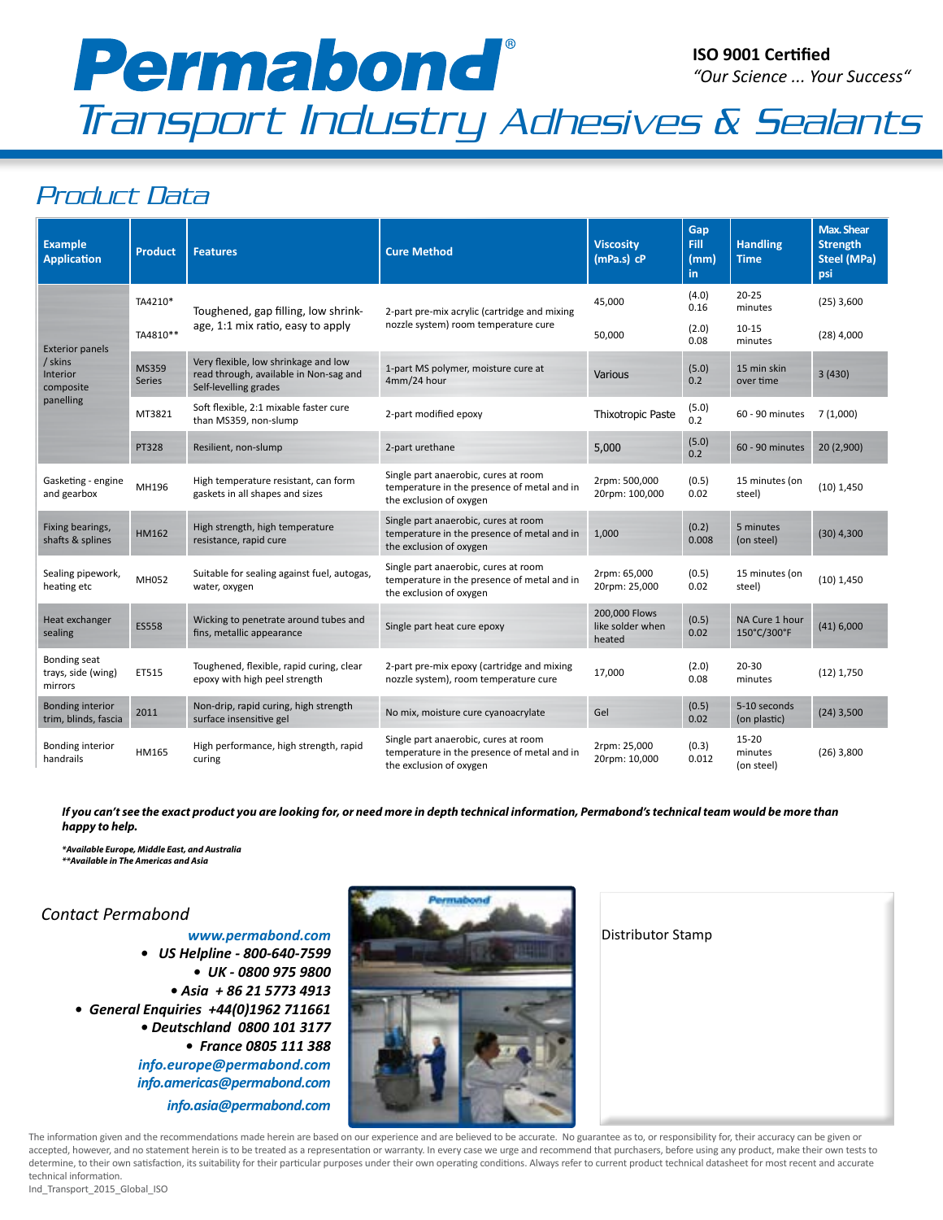# Permabond®

**ISO 9001 Certified**

*"Our Science ... Your Success"*

## Transport Industry Adhesives & Sealants

## Product Data

| Example Application | Product | Features | Cure Method | Viscosity (mPa.s) cP | Gap Fill (mm) in | Handling Time | Max. Shear Strength Steel (MPa) psi |
|---|---|---|---|---|---|---|---|
| Exterior panels / skins Interior composite panelling | TA4210* | Toughened, gap filling, low shrink-age, 1:1 mix ratio, easy to apply | 2-part pre-mix acrylic (cartridge and mixing nozzle system) room temperature cure | 45,000 | (4.0) 0.16 | 20-25 minutes | (25) 3,600 |
| | TA4810** | | | 50,000 | (2.0) 0.08 | 10-15 minutes | (28) 4,000 |
| | MS359 Series | Very flexible, low shrinkage and low read through, available in Non-sag and Self-levelling grades | 1-part MS polymer, moisture cure at 4mm/24 hour | Various | (5.0) 0.2 | 15 min skin over time | 3 (430) |
| | MT3821 | Soft flexible, 2:1 mixable faster cure than MS359, non-slump | 2-part modified epoxy | Thixotropic Paste | (5.0) 0.2 | 60 - 90 minutes | 7 (1,000) |
| | PT328 | Resilient, non-slump | 2-part urethane | 5,000 | (5.0) 0.2 | 60 - 90 minutes | 20 (2,900) |
| Gasketing - engine and gearbox | MH196 | High temperature resistant, can form gaskets in all shapes and sizes | Single part anaerobic, cures at room temperature in the presence of metal and in the exclusion of oxygen | 2rpm: 500,000 20rpm: 100,000 | (0.5) 0.02 | 15 minutes (on steel) | (10) 1,450 |
| Fixing bearings, shafts & splines | HM162 | High strength, high temperature resistance, rapid cure | Single part anaerobic, cures at room temperature in the presence of metal and in the exclusion of oxygen | 1,000 | (0.2) 0.008 | 5 minutes (on steel) | (30) 4,300 |
| Sealing pipework, heating etc | MH052 | Suitable for sealing against fuel, autogas, water, oxygen | Single part anaerobic, cures at room temperature in the presence of metal and in the exclusion of oxygen | 2rpm: 65,000 20rpm: 25,000 | (0.5) 0.02 | 15 minutes (on steel) | (10) 1,450 |
| Heat exchanger sealing | ES558 | Wicking to penetrate around tubes and fins, metallic appearance | Single part heat cure epoxy | 200,000 Flows like solder when heated | (0.5) 0.02 | NA Cure 1 hour 150°C/300°F | (41) 6,000 |
| Bonding seat trays, side (wing) mirrors | ET515 | Toughened, flexible, rapid curing, clear epoxy with high peel strength | 2-part pre-mix epoxy (cartridge and mixing nozzle system), room temperature cure | 17,000 | (2.0) 0.08 | 20-30 minutes | (12) 1,750 |
| Bonding interior trim, blinds, fascia | 2011 | Non-drip, rapid curing, high strength surface insensitive gel | No mix, moisture cure cyanoacrylate | Gel | (0.5) 0.02 | 5-10 seconds (on plastic) | (24) 3,500 |
| Bonding interior handrails | HM165 | High performance, high strength, rapid curing | Single part anaerobic, cures at room temperature in the presence of metal and in the exclusion of oxygen | 2rpm: 25,000 20rpm: 10,000 | (0.3) 0.012 | 15-20 minutes (on steel) | (26) 3,800 |

***If you can't see the exact product you are looking for, or need more in depth technical information, Permabond's technical team would be more than happy to help.***

****Available Europe, Middle East, and Australia***
*****Available in The Americas and Asia***

### Contact Permabond

*www.permabond.com*
- *US Helpline - 800-640-7599*
- *UK - 0800 975 9800*
- *Asia + 86 21 5773 4913*
- *General Enquiries +44(0)1962 711661*
- *Deutschland 0800 101 3177*
- *France 0805 111 388*

*info.europe@permabond.com*
*info.americas@permabond.com*
*info.asia@permabond.com*

Distributor Stamp

The information given and the recommendations made herein are based on our experience and are believed to be accurate. No guarantee as to, or responsibility for, their accuracy can be given or accepted, however, and no statement herein is to be treated as a representation or warranty. In every case we urge and recommend that purchasers, before using any product, make their own tests to determine, to their own satisfaction, its suitability for their particular purposes under their own operating conditions. Always refer to current product technical datasheet for most recent and accurate technical information.

Ind_Transport_2015_Global_ISO